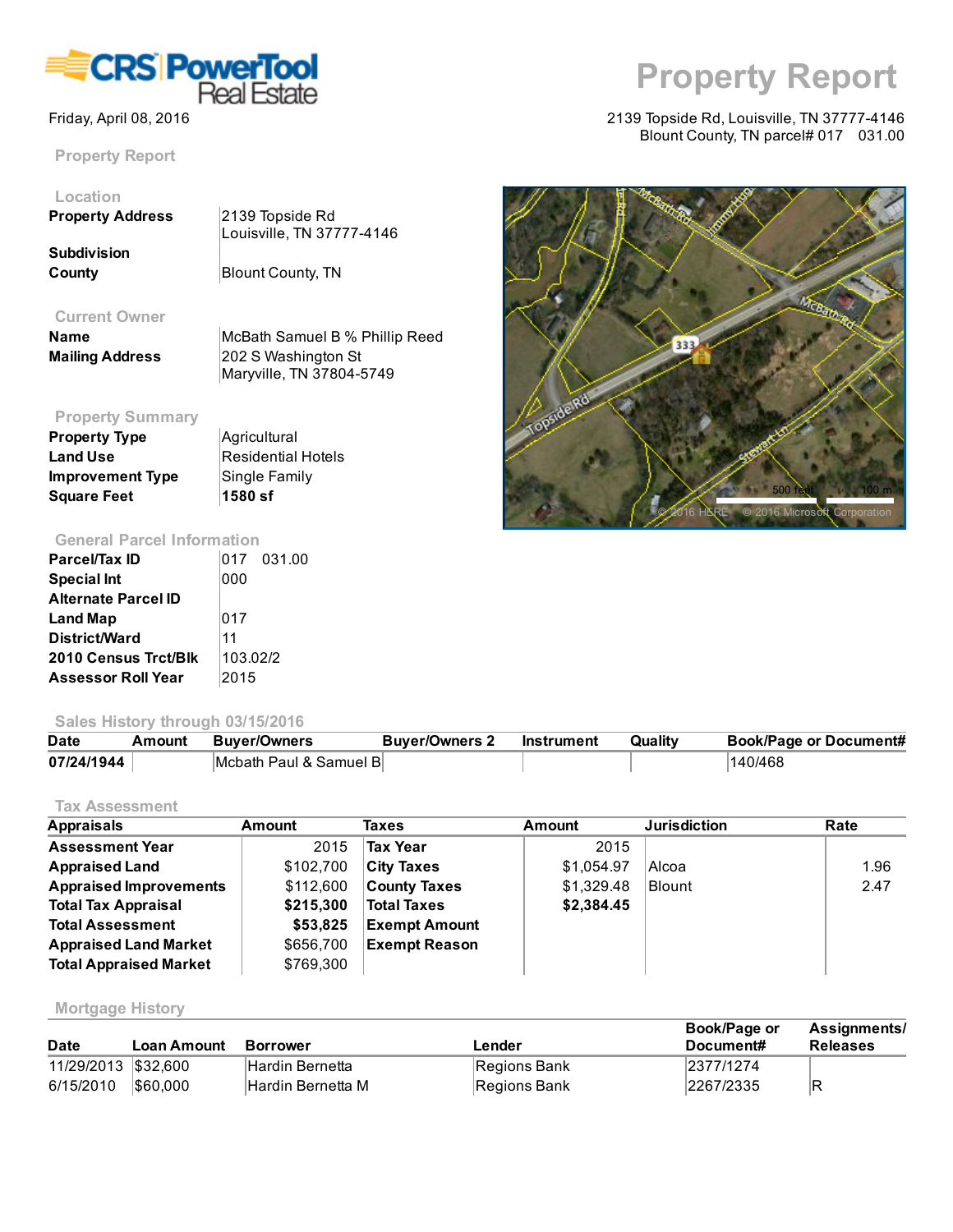CRS PowerTool Real Estate

# Property Report

Friday, April 08, 2016

2139 Topside Rd, Louisville, TN 37777-4146
Blount County, TN parcel# 017 031.00

## Property Report

### Location

| | |
|---|---|
| **Property Address** | 2139 Topside Rd<br>Louisville, TN 37777-4146 |
| **Subdivision** | |
| **County** | Blount County, TN |

### Current Owner

| | |
|---|---|
| **Name** | McBath Samuel B % Phillip Reed |
| **Mailing Address** | 202 S Washington St<br>Maryville, TN 37804-5749 |

### Property Summary

| | |
|---|---|
| **Property Type** | Agricultural |
| **Land Use** | Residential Hotels |
| **Improvement Type** | Single Family |
| **Square Feet** | **1580 sf** |

### General Parcel Information

| | |
|---|---|
| **Parcel/Tax ID** | 017 031.00 |
| **Special Int** | 000 |
| **Alternate Parcel ID** | |
| **Land Map** | 017 |
| **District/Ward** | 11 |
| **2010 Census Trct/Blk** | 103.02/2 |
| **Assessor Roll Year** | 2015 |

### Sales History through 03/15/2016

| Date | Amount | Buyer/Owners | Buyer/Owners 2 | Instrument | Quality | Book/Page or Document# |
|---|---|---|---|---|---|---|
| **07/24/1944** | | Mcbath Paul & Samuel B | | | | 140/468 |

### Tax Assessment

| Appraisals | Amount | Taxes | Amount | Jurisdiction | Rate |
|---|---|---|---|---|---|
| **Assessment Year** | 2015 | **Tax Year** | 2015 | | |
| **Appraised Land** | $102,700 | **City Taxes** | $1,054.97 | Alcoa | 1.96 |
| **Appraised Improvements** | $112,600 | **County Taxes** | $1,329.48 | Blount | 2.47 |
| **Total Tax Appraisal** | **$215,300** | **Total Taxes** | **$2,384.45** | | |
| **Total Assessment** | **$53,825** | **Exempt Amount** | | | |
| **Appraised Land Market** | $656,700 | **Exempt Reason** | | | |
| **Total Appraised Market** | $769,300 | | | | |

### Mortgage History

| Date | Loan Amount | Borrower | Lender | Book/Page or Document# | Assignments/ Releases |
|---|---|---|---|---|---|
| 11/29/2013 | $32,600 | Hardin Bernetta | Regions Bank | 2377/1274 | |
| 6/15/2010 | $60,000 | Hardin Bernetta M | Regions Bank | 2267/2335 | R |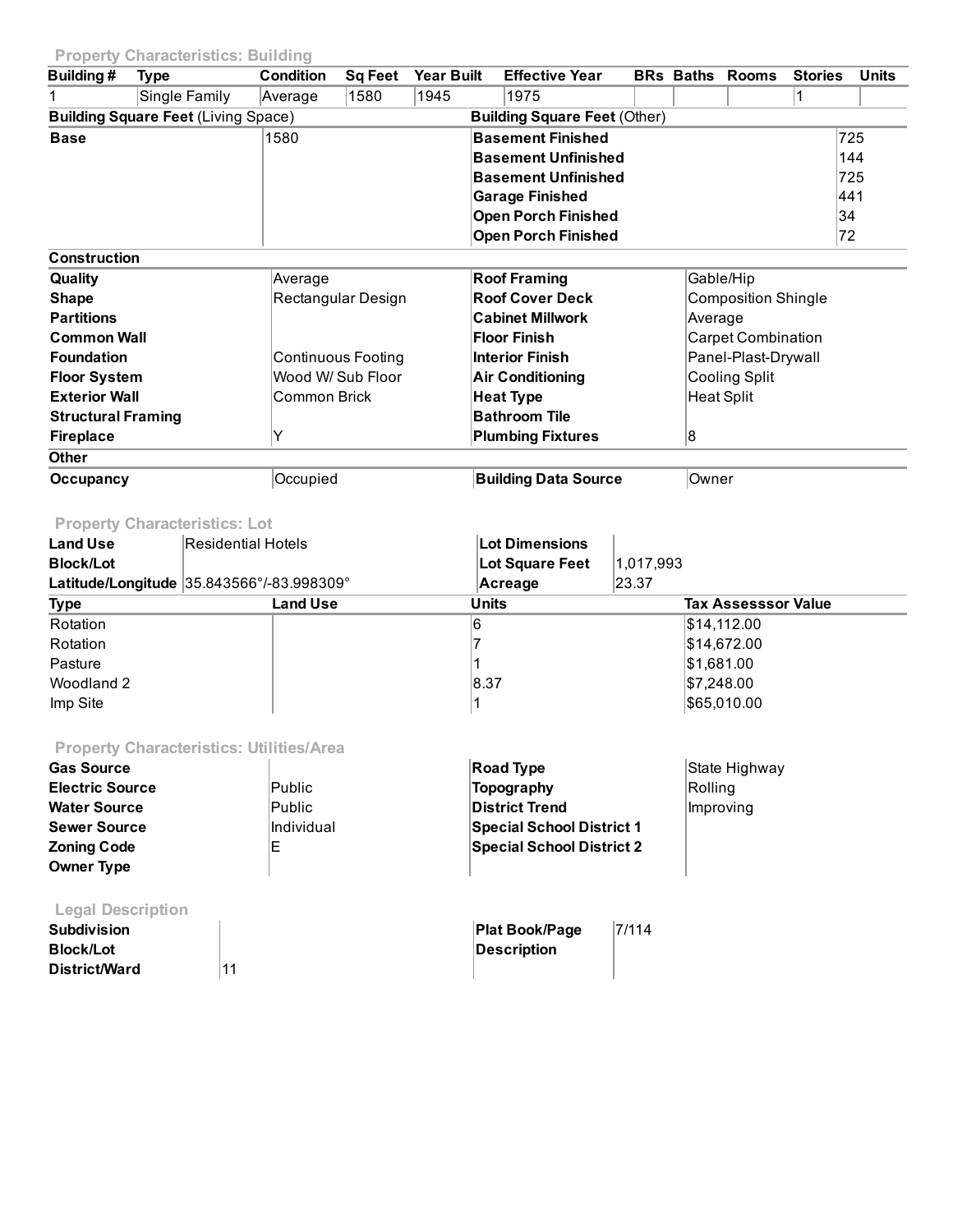### Property Characteristics: Building

| Building # | Type | Condition | Sq Feet | Year Built | Effective Year | BRs | Baths | Rooms | Stories | Units |
|---|---|---|---|---|---|---|---|---|---|---|
| 1 | Single Family | Average | 1580 | 1945 | 1975 | | | | 1 | |

| Building Square Feet (Living Space) | | Building Square Feet (Other) | |
|---|---|---|---|
| **Base** | 1580 | **Basement Finished** | 725 |
| | | **Basement Unfinished** | 144 |
| | | **Basement Unfinished** | 725 |
| | | **Garage Finished** | 441 |
| | | **Open Porch Finished** | 34 |
| | | **Open Porch Finished** | 72 |

| Construction | | | |
|---|---|---|---|
| **Quality** | Average | **Roof Framing** | Gable/Hip |
| **Shape** | Rectangular Design | **Roof Cover Deck** | Composition Shingle |
| **Partitions** | | **Cabinet Millwork** | Average |
| **Common Wall** | | **Floor Finish** | Carpet Combination |
| **Foundation** | Continuous Footing | **Interior Finish** | Panel-Plast-Drywall |
| **Floor System** | Wood W/ Sub Floor | **Air Conditioning** | Cooling Split |
| **Exterior Wall** | Common Brick | **Heat Type** | Heat Split |
| **Structural Framing** | | **Bathroom Tile** | |
| **Fireplace** | Y | **Plumbing Fixtures** | 8 |

| Other | | | |
|---|---|---|---|
| **Occupancy** | Occupied | **Building Data Source** | Owner |

### Property Characteristics: Lot

| | | | |
|---|---|---|---|
| **Land Use** | Residential Hotels | **Lot Dimensions** | |
| **Block/Lot** | | **Lot Square Feet** | 1,017,993 |
| **Latitude/Longitude** | 35.843566°/-83.998309° | **Acreage** | 23.37 |

| Type | Land Use | Units | Tax Assesssor Value |
|---|---|---|---|
| Rotation | | 6 | $14,112.00 |
| Rotation | | 7 | $14,672.00 |
| Pasture | | 1 | $1,681.00 |
| Woodland 2 | | 8.37 | $7,248.00 |
| Imp Site | | 1 | $65,010.00 |

### Property Characteristics: Utilities/Area

| | | | |
|---|---|---|---|
| **Gas Source** | | **Road Type** | State Highway |
| **Electric Source** | Public | **Topography** | Rolling |
| **Water Source** | Public | **District Trend** | Improving |
| **Sewer Source** | Individual | **Special School District 1** | |
| **Zoning Code** | E | **Special School District 2** | |
| **Owner Type** | | | |

### Legal Description

| | | | |
|---|---|---|---|
| **Subdivision** | | **Plat Book/Page** | 7/114 |
| **Block/Lot** | | **Description** | |
| **District/Ward** | 11 | | |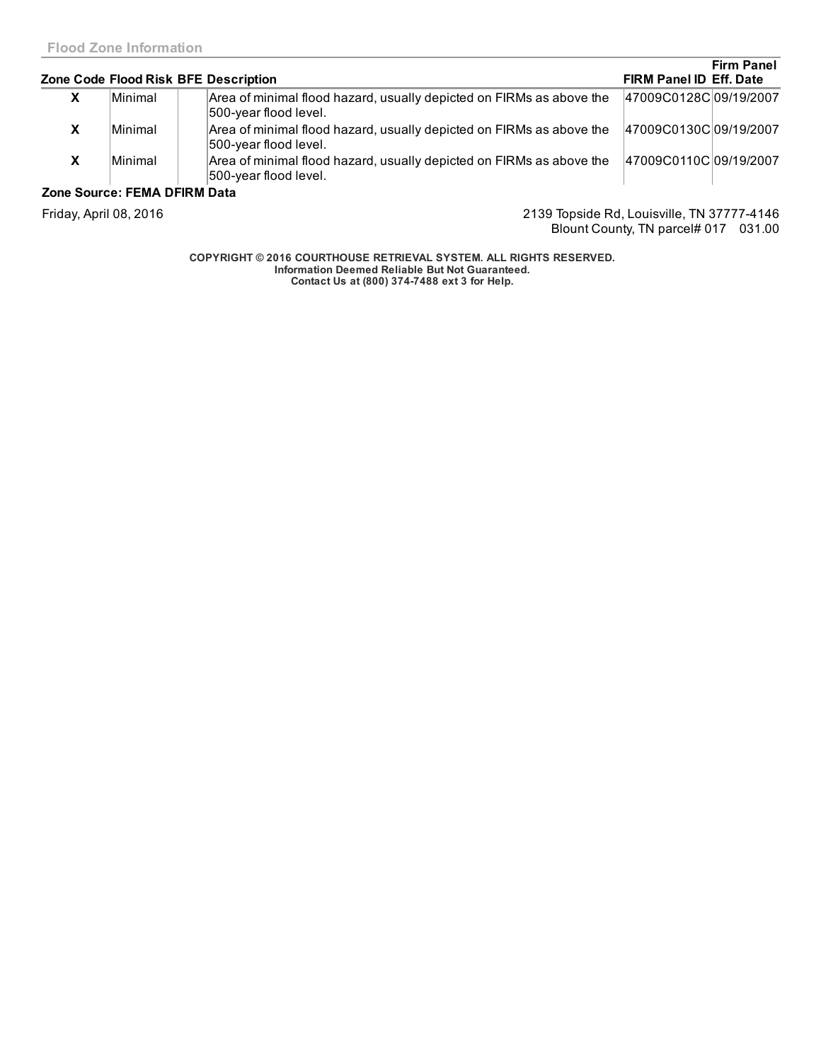### Flood Zone Information

| Zone Code | Flood Risk | BFE | Description | FIRM Panel ID | Firm Panel Eff. Date |
|---|---|---|---|---|---|
| X | Minimal | | Area of minimal flood hazard, usually depicted on FIRMs as above the 500-year flood level. | 47009C0128C | 09/19/2007 |
| X | Minimal | | Area of minimal flood hazard, usually depicted on FIRMs as above the 500-year flood level. | 47009C0130C | 09/19/2007 |
| X | Minimal | | Area of minimal flood hazard, usually depicted on FIRMs as above the 500-year flood level. | 47009C0110C | 09/19/2007 |

**Zone Source: FEMA DFIRM Data**

Friday, April 08, 2016

2139 Topside Rd, Louisville, TN 37777-4146
Blount County, TN parcel# 017 031.00

**COPYRIGHT © 2016 COURTHOUSE RETRIEVAL SYSTEM. ALL RIGHTS RESERVED.**
**Information Deemed Reliable But Not Guaranteed.**
**Contact Us at (800) 374-7488 ext 3 for Help.**